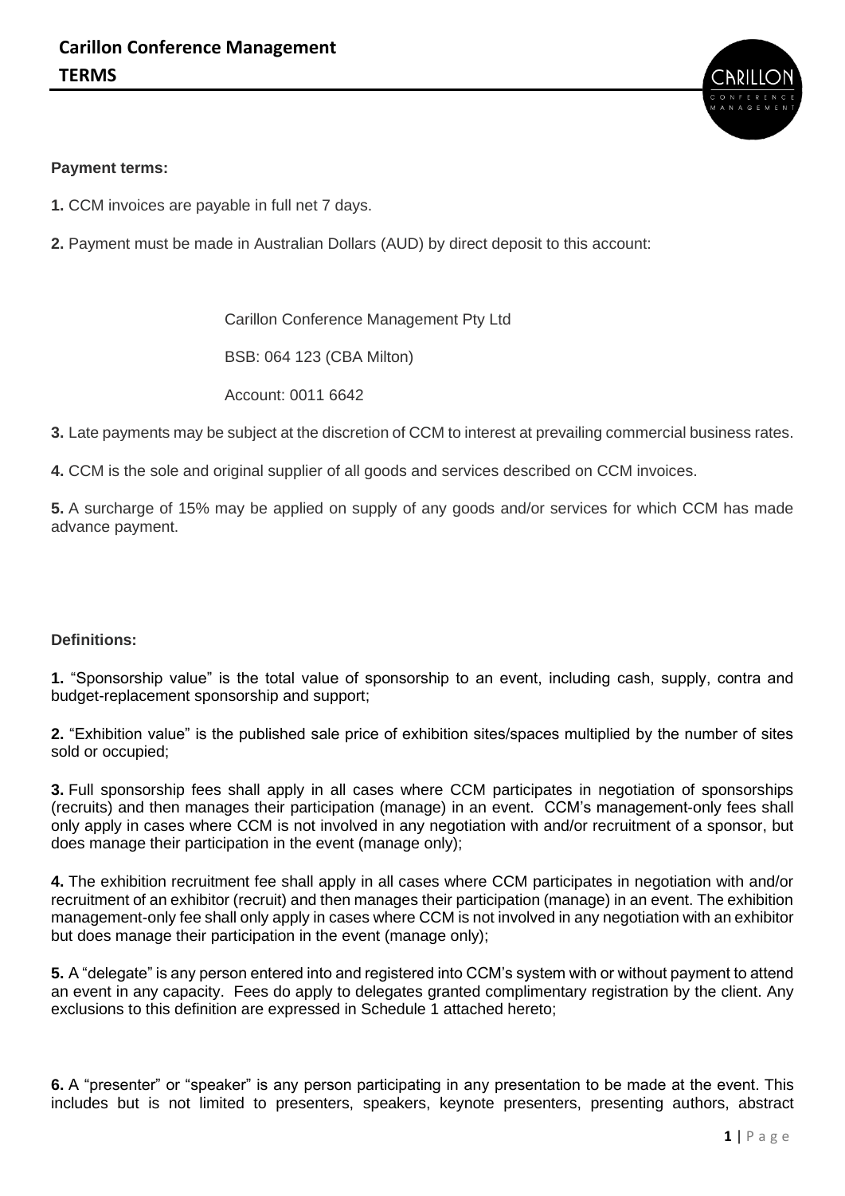# Carillon Conference Management

## TERMS

**Payment terms:**

**1.** CCM invoices are payable in full net 7 days.

**2.** Payment must be made in Australian Dollars (AUD) by direct deposit to this account:

Carillon Conference Management Pty Ltd

BSB: 064 123 (CBA Milton)

Account: 0011 6642

**3.** Late payments may be subject at the discretion of CCM to interest at prevailing commercial business rates.

**4.** CCM is the sole and original supplier of all goods and services described on CCM invoices.

**5.** A surcharge of 15% may be applied on supply of any goods and/or services for which CCM has made advance payment.

**Definitions:**

**1.** "Sponsorship value" is the total value of sponsorship to an event, including cash, supply, contra and budget-replacement sponsorship and support;

**2.** "Exhibition value" is the published sale price of exhibition sites/spaces multiplied by the number of sites sold or occupied;

**3.** Full sponsorship fees shall apply in all cases where CCM participates in negotiation of sponsorships (recruits) and then manages their participation (manage) in an event. CCM's management-only fees shall only apply in cases where CCM is not involved in any negotiation with and/or recruitment of a sponsor, but does manage their participation in the event (manage only);

**4.** The exhibition recruitment fee shall apply in all cases where CCM participates in negotiation with and/or recruitment of an exhibitor (recruit) and then manages their participation (manage) in an event. The exhibition management-only fee shall only apply in cases where CCM is not involved in any negotiation with an exhibitor but does manage their participation in the event (manage only);

**5.** A "delegate" is any person entered into and registered into CCM's system with or without payment to attend an event in any capacity. Fees do apply to delegates granted complimentary registration by the client. Any exclusions to this definition are expressed in Schedule 1 attached hereto;

**6.** A "presenter" or "speaker" is any person participating in any presentation to be made at the event. This includes but is not limited to presenters, speakers, keynote presenters, presenting authors, abstract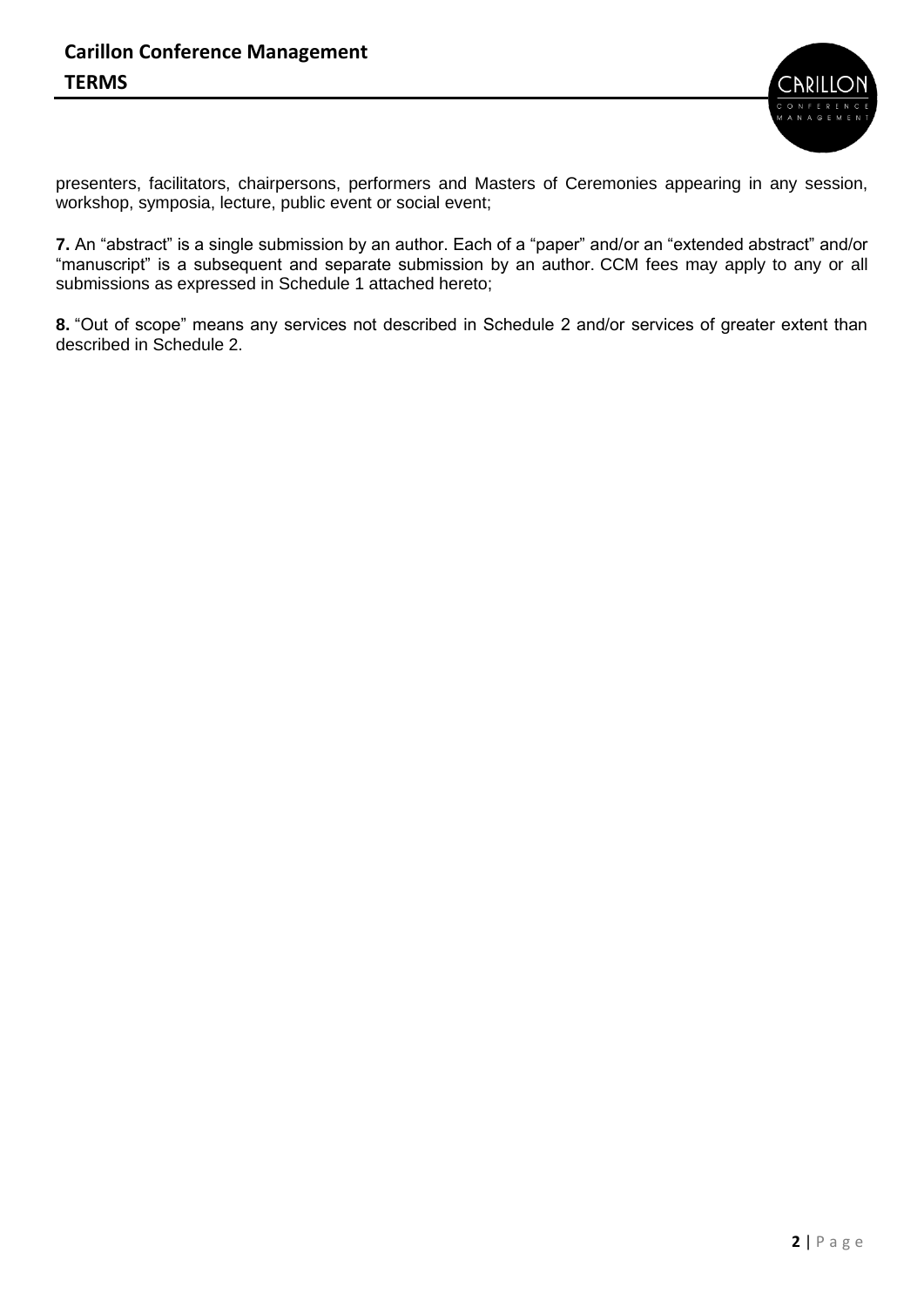presenters, facilitators, chairpersons, performers and Masters of Ceremonies appearing in any session, workshop, symposia, lecture, public event or social event;

**7.** An "abstract" is a single submission by an author. Each of a "paper" and/or an "extended abstract" and/or "manuscript" is a subsequent and separate submission by an author. CCM fees may apply to any or all submissions as expressed in Schedule 1 attached hereto;

**8.** "Out of scope" means any services not described in Schedule 2 and/or services of greater extent than described in Schedule 2.